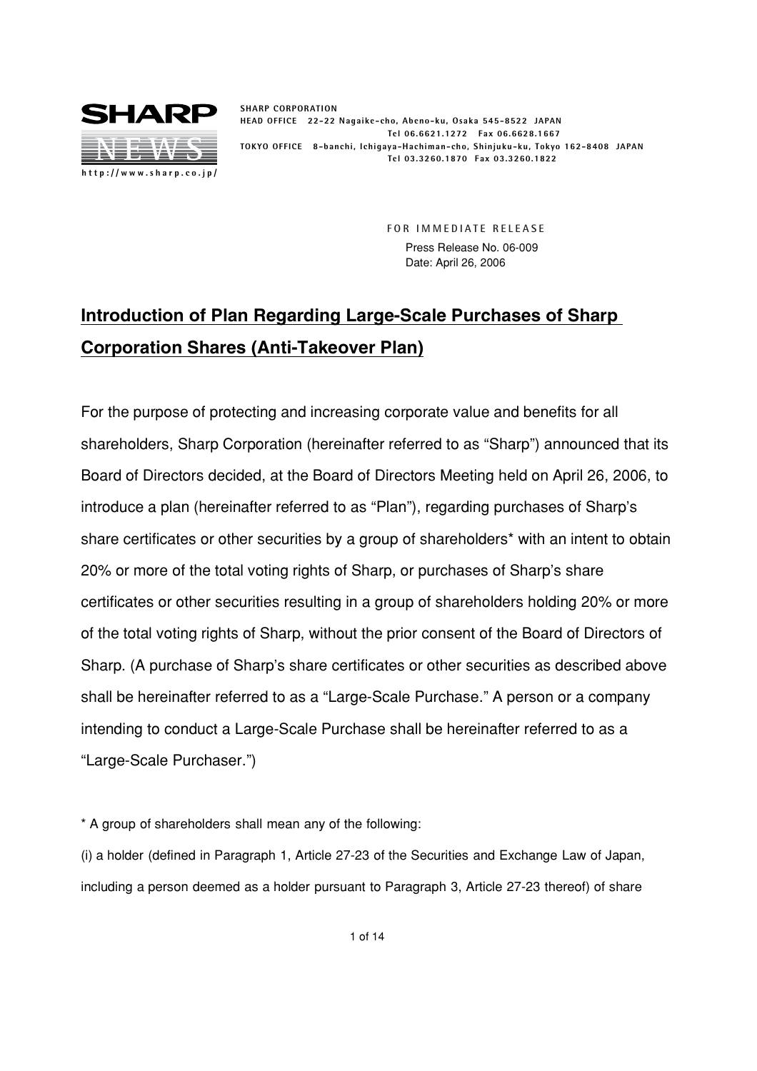SHARP CORPORATION
HEAD OFFICE 22-22 Nagaike-cho, Abeno-ku, Osaka 545-8522 JAPAN
Tel 06.6621.1272 Fax 06.6628.1667
TOKYO OFFICE 8-banchi, Ichigaya-Hachiman-cho, Shinjuku-ku, Tokyo 162-8408 JAPAN
Tel 03.3260.1870 Fax 03.3260.1822

http://www.sharp.co.jp/

FOR IMMEDIATE RELEASE
Press Release No. 06-009
Date: April 26, 2006

# Introduction of Plan Regarding Large-Scale Purchases of Sharp Corporation Shares (Anti-Takeover Plan)

For the purpose of protecting and increasing corporate value and benefits for all shareholders, Sharp Corporation (hereinafter referred to as "Sharp") announced that its Board of Directors decided, at the Board of Directors Meeting held on April 26, 2006, to introduce a plan (hereinafter referred to as "Plan"), regarding purchases of Sharp's share certificates or other securities by a group of shareholders* with an intent to obtain 20% or more of the total voting rights of Sharp, or purchases of Sharp's share certificates or other securities resulting in a group of shareholders holding 20% or more of the total voting rights of Sharp, without the prior consent of the Board of Directors of Sharp. (A purchase of Sharp's share certificates or other securities as described above shall be hereinafter referred to as a "Large-Scale Purchase." A person or a company intending to conduct a Large-Scale Purchase shall be hereinafter referred to as a "Large-Scale Purchaser.")

* A group of shareholders shall mean any of the following:

(i) a holder (defined in Paragraph 1, Article 27-23 of the Securities and Exchange Law of Japan, including a person deemed as a holder pursuant to Paragraph 3, Article 27-23 thereof) of share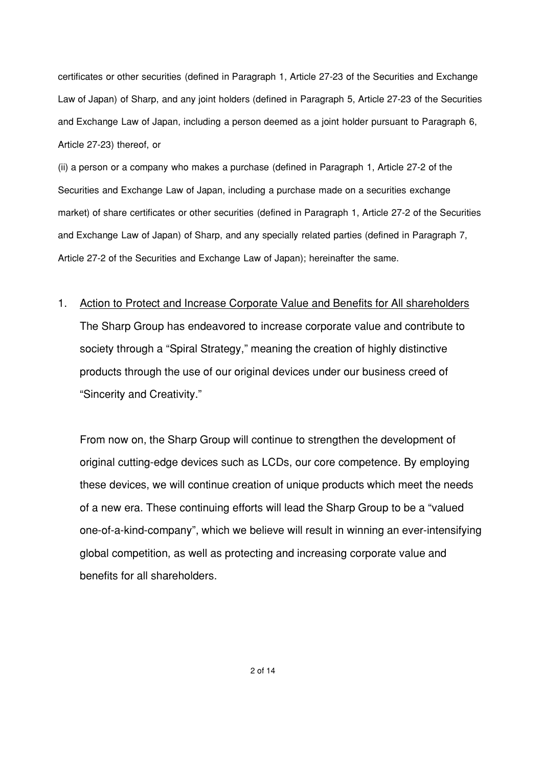certificates or other securities (defined in Paragraph 1, Article 27-23 of the Securities and Exchange Law of Japan) of Sharp, and any joint holders (defined in Paragraph 5, Article 27-23 of the Securities and Exchange Law of Japan, including a person deemed as a joint holder pursuant to Paragraph 6, Article 27-23) thereof, or

(ii) a person or a company who makes a purchase (defined in Paragraph 1, Article 27-2 of the Securities and Exchange Law of Japan, including a purchase made on a securities exchange market) of share certificates or other securities (defined in Paragraph 1, Article 27-2 of the Securities and Exchange Law of Japan) of Sharp, and any specially related parties (defined in Paragraph 7, Article 27-2 of the Securities and Exchange Law of Japan); hereinafter the same.

## 1. Action to Protect and Increase Corporate Value and Benefits for All shareholders

The Sharp Group has endeavored to increase corporate value and contribute to society through a "Spiral Strategy," meaning the creation of highly distinctive products through the use of our original devices under our business creed of "Sincerity and Creativity."

From now on, the Sharp Group will continue to strengthen the development of original cutting-edge devices such as LCDs, our core competence. By employing these devices, we will continue creation of unique products which meet the needs of a new era. These continuing efforts will lead the Sharp Group to be a "valued one-of-a-kind-company", which we believe will result in winning an ever-intensifying global competition, as well as protecting and increasing corporate value and benefits for all shareholders.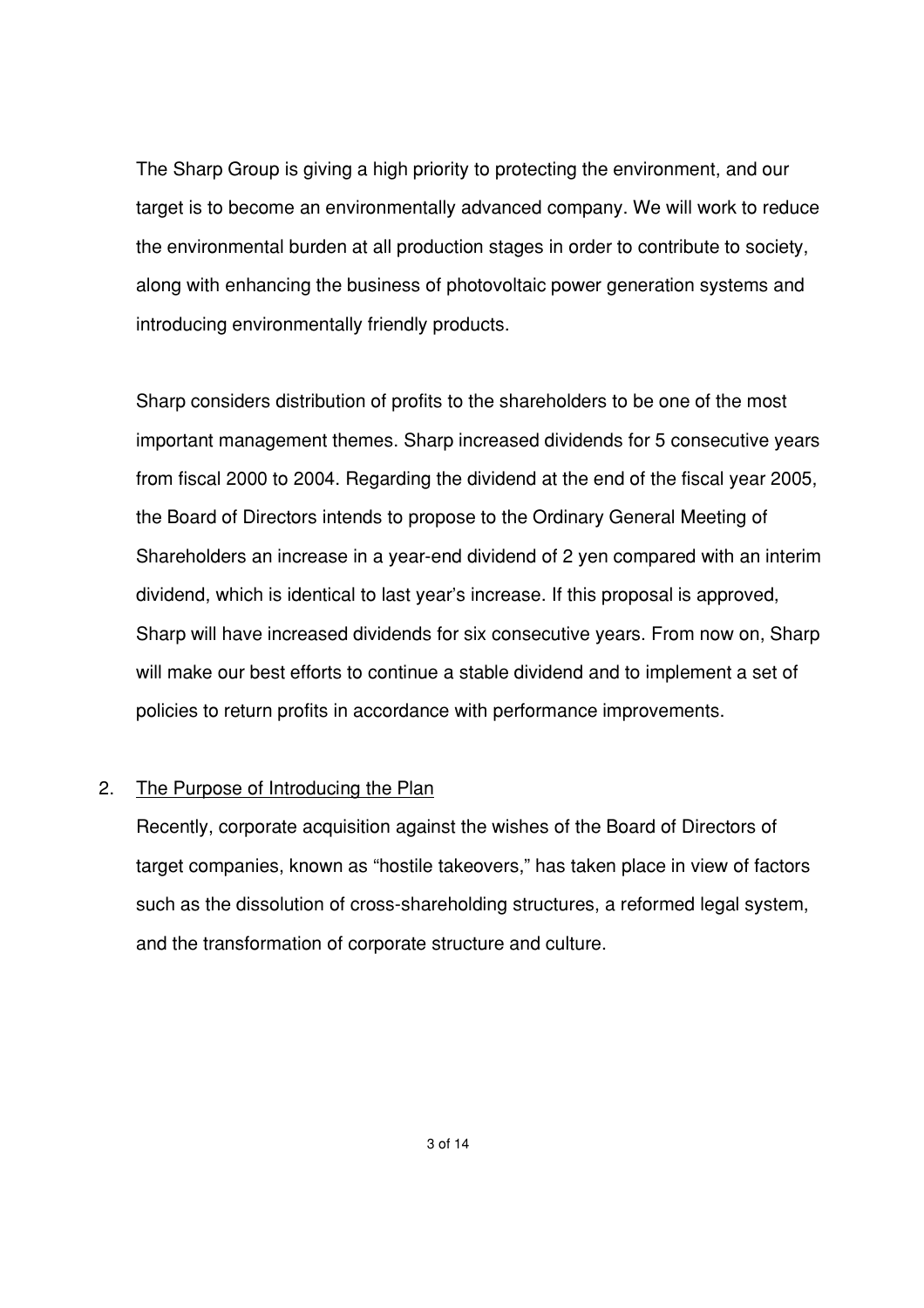The Sharp Group is giving a high priority to protecting the environment, and our target is to become an environmentally advanced company. We will work to reduce the environmental burden at all production stages in order to contribute to society, along with enhancing the business of photovoltaic power generation systems and introducing environmentally friendly products.

Sharp considers distribution of profits to the shareholders to be one of the most important management themes. Sharp increased dividends for 5 consecutive years from fiscal 2000 to 2004. Regarding the dividend at the end of the fiscal year 2005, the Board of Directors intends to propose to the Ordinary General Meeting of Shareholders an increase in a year-end dividend of 2 yen compared with an interim dividend, which is identical to last year's increase. If this proposal is approved, Sharp will have increased dividends for six consecutive years. From now on, Sharp will make our best efforts to continue a stable dividend and to implement a set of policies to return profits in accordance with performance improvements.

2. The Purpose of Introducing the Plan

Recently, corporate acquisition against the wishes of the Board of Directors of target companies, known as "hostile takeovers," has taken place in view of factors such as the dissolution of cross-shareholding structures, a reformed legal system, and the transformation of corporate structure and culture.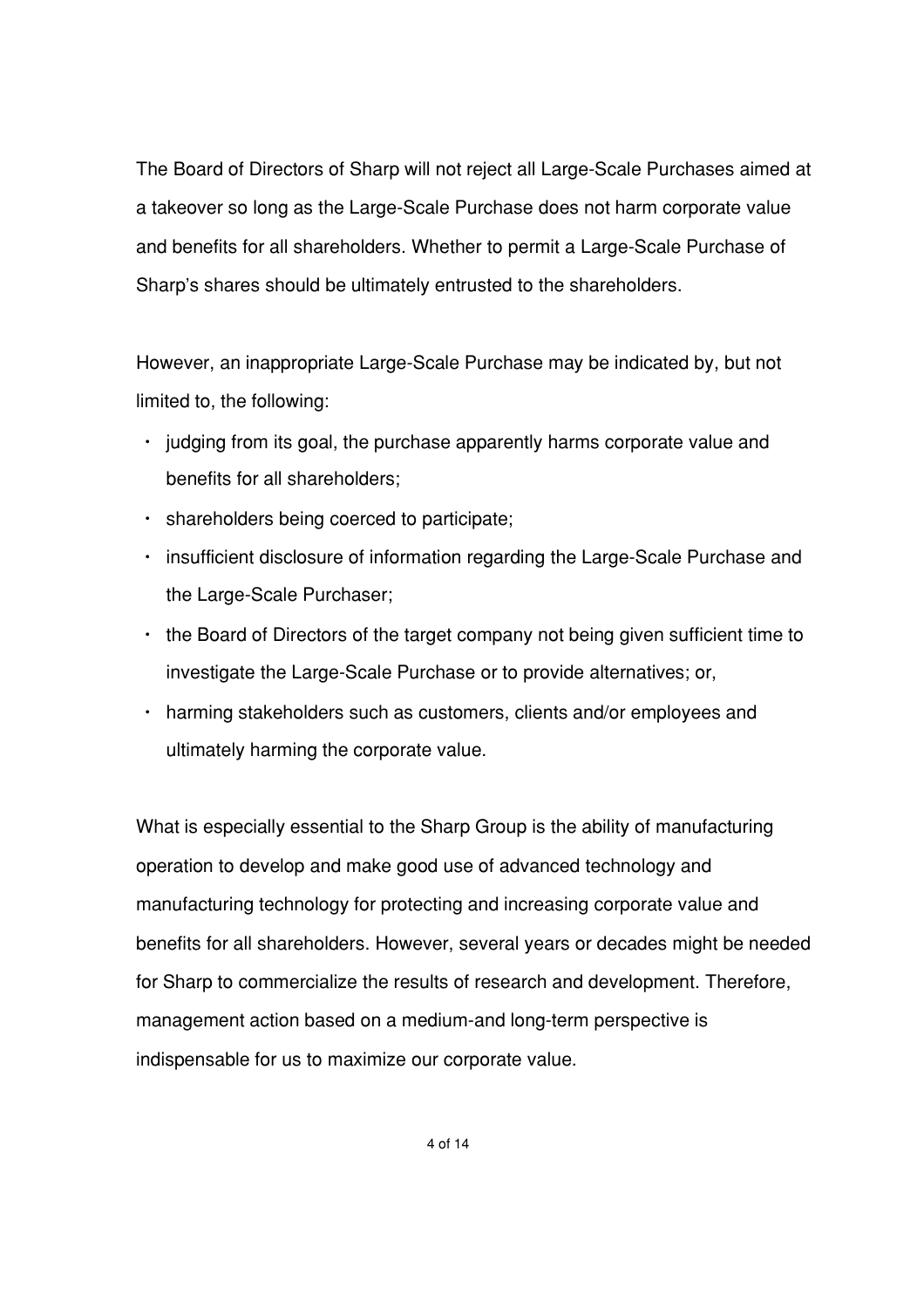The Board of Directors of Sharp will not reject all Large-Scale Purchases aimed at a takeover so long as the Large-Scale Purchase does not harm corporate value and benefits for all shareholders. Whether to permit a Large-Scale Purchase of Sharp's shares should be ultimately entrusted to the shareholders.

However, an inappropriate Large-Scale Purchase may be indicated by, but not limited to, the following:

- judging from its goal, the purchase apparently harms corporate value and benefits for all shareholders;
- shareholders being coerced to participate;
- insufficient disclosure of information regarding the Large-Scale Purchase and the Large-Scale Purchaser;
- the Board of Directors of the target company not being given sufficient time to investigate the Large-Scale Purchase or to provide alternatives; or,
- harming stakeholders such as customers, clients and/or employees and ultimately harming the corporate value.

What is especially essential to the Sharp Group is the ability of manufacturing operation to develop and make good use of advanced technology and manufacturing technology for protecting and increasing corporate value and benefits for all shareholders. However, several years or decades might be needed for Sharp to commercialize the results of research and development. Therefore, management action based on a medium-and long-term perspective is indispensable for us to maximize our corporate value.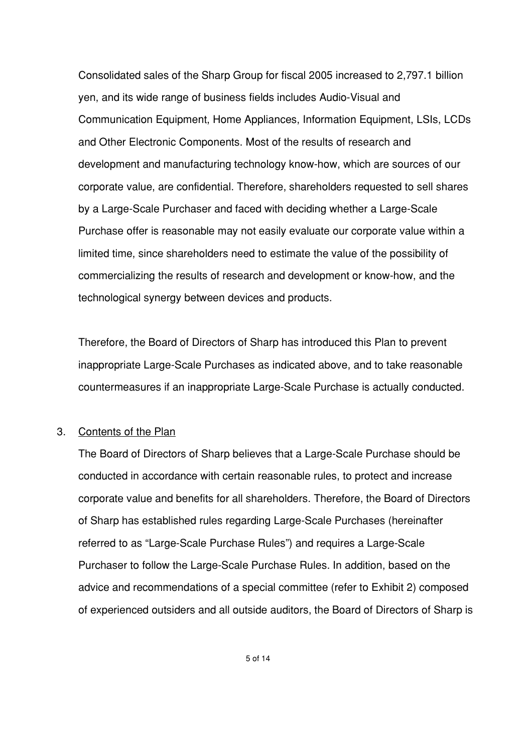Consolidated sales of the Sharp Group for fiscal 2005 increased to 2,797.1 billion yen, and its wide range of business fields includes Audio-Visual and Communication Equipment, Home Appliances, Information Equipment, LSIs, LCDs and Other Electronic Components. Most of the results of research and development and manufacturing technology know-how, which are sources of our corporate value, are confidential. Therefore, shareholders requested to sell shares by a Large-Scale Purchaser and faced with deciding whether a Large-Scale Purchase offer is reasonable may not easily evaluate our corporate value within a limited time, since shareholders need to estimate the value of the possibility of commercializing the results of research and development or know-how, and the technological synergy between devices and products.

Therefore, the Board of Directors of Sharp has introduced this Plan to prevent inappropriate Large-Scale Purchases as indicated above, and to take reasonable countermeasures if an inappropriate Large-Scale Purchase is actually conducted.

3. <u>Contents of the Plan</u>

The Board of Directors of Sharp believes that a Large-Scale Purchase should be conducted in accordance with certain reasonable rules, to protect and increase corporate value and benefits for all shareholders. Therefore, the Board of Directors of Sharp has established rules regarding Large-Scale Purchases (hereinafter referred to as "Large-Scale Purchase Rules") and requires a Large-Scale Purchaser to follow the Large-Scale Purchase Rules. In addition, based on the advice and recommendations of a special committee (refer to Exhibit 2) composed of experienced outsiders and all outside auditors, the Board of Directors of Sharp is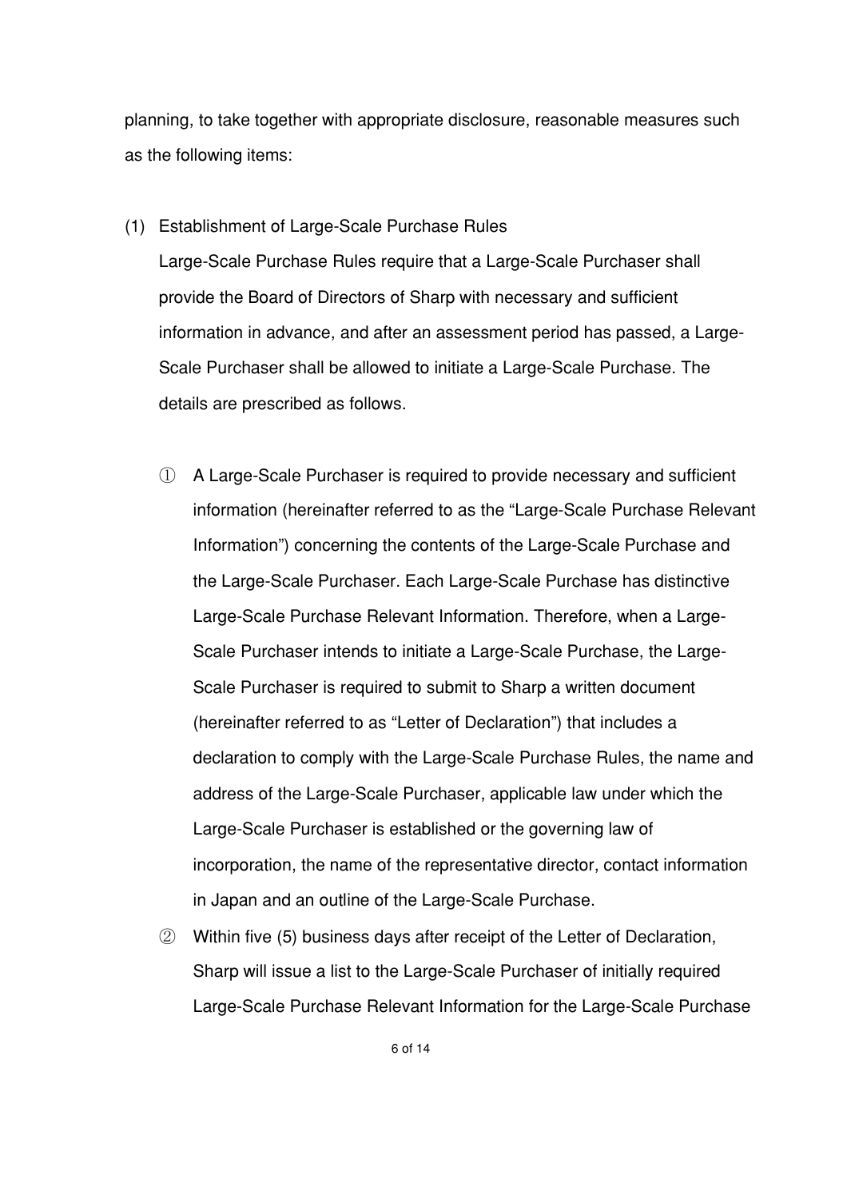planning, to take together with appropriate disclosure, reasonable measures such as the following items:

(1) Establishment of Large-Scale Purchase Rules

Large-Scale Purchase Rules require that a Large-Scale Purchaser shall provide the Board of Directors of Sharp with necessary and sufficient information in advance, and after an assessment period has passed, a Large-Scale Purchaser shall be allowed to initiate a Large-Scale Purchase. The details are prescribed as follows.

① A Large-Scale Purchaser is required to provide necessary and sufficient information (hereinafter referred to as the "Large-Scale Purchase Relevant Information") concerning the contents of the Large-Scale Purchase and the Large-Scale Purchaser. Each Large-Scale Purchase has distinctive Large-Scale Purchase Relevant Information. Therefore, when a Large-Scale Purchaser intends to initiate a Large-Scale Purchase, the Large-Scale Purchaser is required to submit to Sharp a written document (hereinafter referred to as "Letter of Declaration") that includes a declaration to comply with the Large-Scale Purchase Rules, the name and address of the Large-Scale Purchaser, applicable law under which the Large-Scale Purchaser is established or the governing law of incorporation, the name of the representative director, contact information in Japan and an outline of the Large-Scale Purchase.

② Within five (5) business days after receipt of the Letter of Declaration, Sharp will issue a list to the Large-Scale Purchaser of initially required Large-Scale Purchase Relevant Information for the Large-Scale Purchase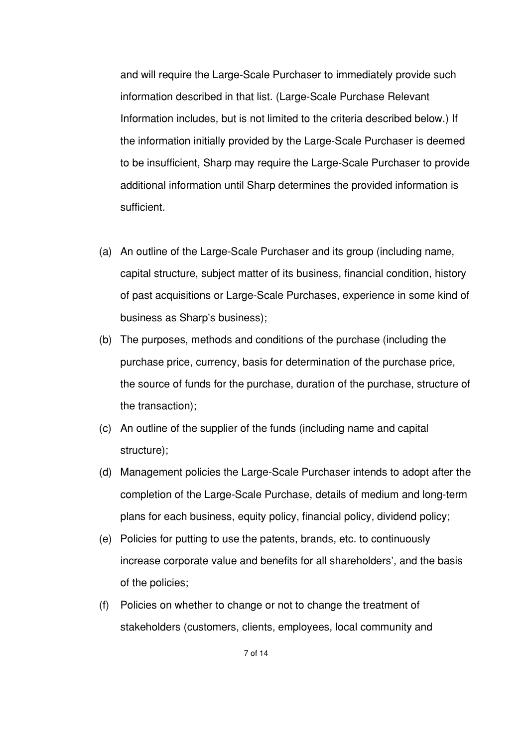and will require the Large-Scale Purchaser to immediately provide such information described in that list. (Large-Scale Purchase Relevant Information includes, but is not limited to the criteria described below.) If the information initially provided by the Large-Scale Purchaser is deemed to be insufficient, Sharp may require the Large-Scale Purchaser to provide additional information until Sharp determines the provided information is sufficient.

(a) An outline of the Large-Scale Purchaser and its group (including name, capital structure, subject matter of its business, financial condition, history of past acquisitions or Large-Scale Purchases, experience in some kind of business as Sharp's business);

(b) The purposes, methods and conditions of the purchase (including the purchase price, currency, basis for determination of the purchase price, the source of funds for the purchase, duration of the purchase, structure of the transaction);

(c) An outline of the supplier of the funds (including name and capital structure);

(d) Management policies the Large-Scale Purchaser intends to adopt after the completion of the Large-Scale Purchase, details of medium and long-term plans for each business, equity policy, financial policy, dividend policy;

(e) Policies for putting to use the patents, brands, etc. to continuously increase corporate value and benefits for all shareholders', and the basis of the policies;

(f) Policies on whether to change or not to change the treatment of stakeholders (customers, clients, employees, local community and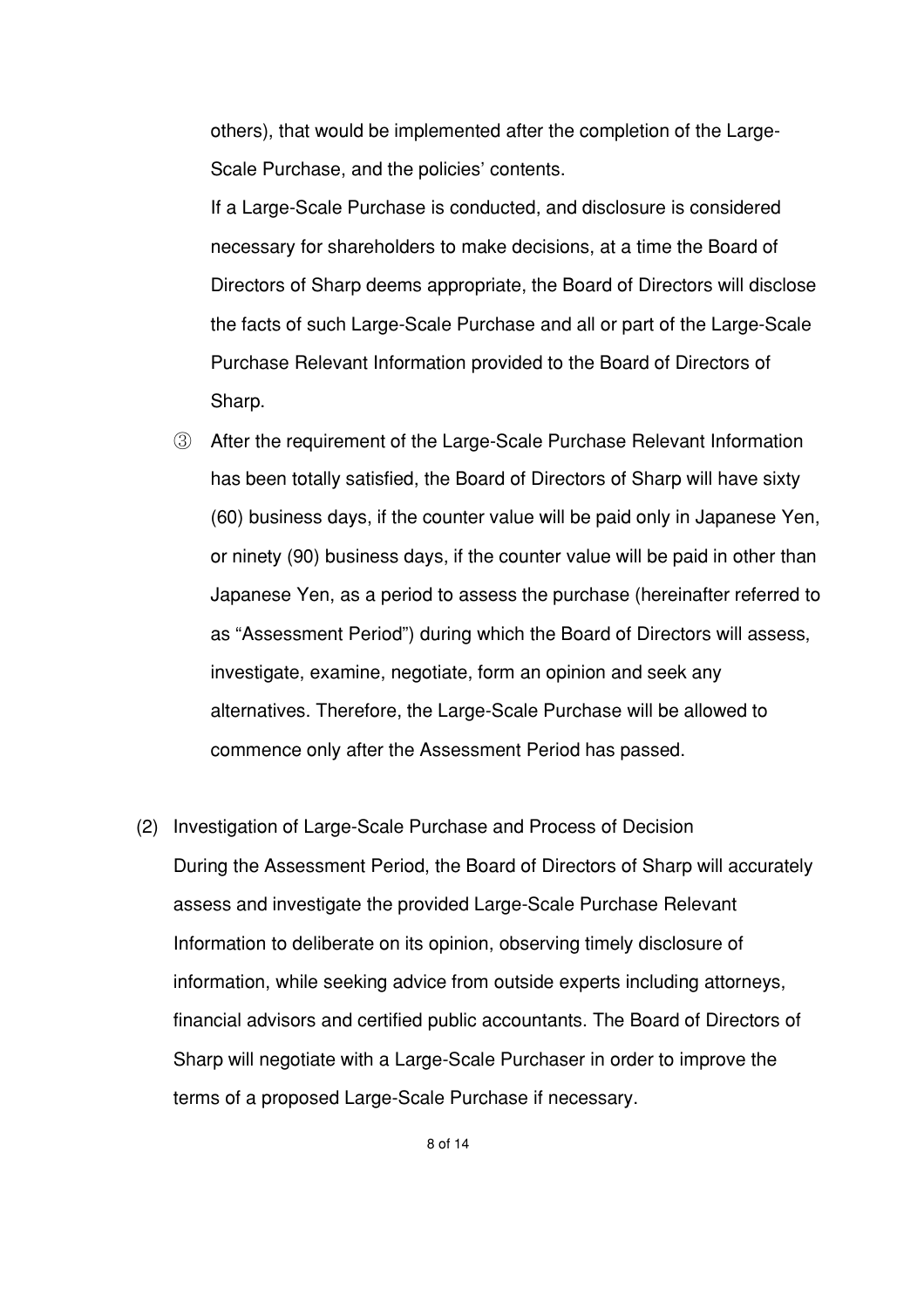others), that would be implemented after the completion of the Large-Scale Purchase, and the policies' contents.

If a Large-Scale Purchase is conducted, and disclosure is considered necessary for shareholders to make decisions, at a time the Board of Directors of Sharp deems appropriate, the Board of Directors will disclose the facts of such Large-Scale Purchase and all or part of the Large-Scale Purchase Relevant Information provided to the Board of Directors of Sharp.

③ After the requirement of the Large-Scale Purchase Relevant Information has been totally satisfied, the Board of Directors of Sharp will have sixty (60) business days, if the counter value will be paid only in Japanese Yen, or ninety (90) business days, if the counter value will be paid in other than Japanese Yen, as a period to assess the purchase (hereinafter referred to as "Assessment Period") during which the Board of Directors will assess, investigate, examine, negotiate, form an opinion and seek any alternatives. Therefore, the Large-Scale Purchase will be allowed to commence only after the Assessment Period has passed.

(2) Investigation of Large-Scale Purchase and Process of Decision

During the Assessment Period, the Board of Directors of Sharp will accurately assess and investigate the provided Large-Scale Purchase Relevant Information to deliberate on its opinion, observing timely disclosure of information, while seeking advice from outside experts including attorneys, financial advisors and certified public accountants. The Board of Directors of Sharp will negotiate with a Large-Scale Purchaser in order to improve the terms of a proposed Large-Scale Purchase if necessary.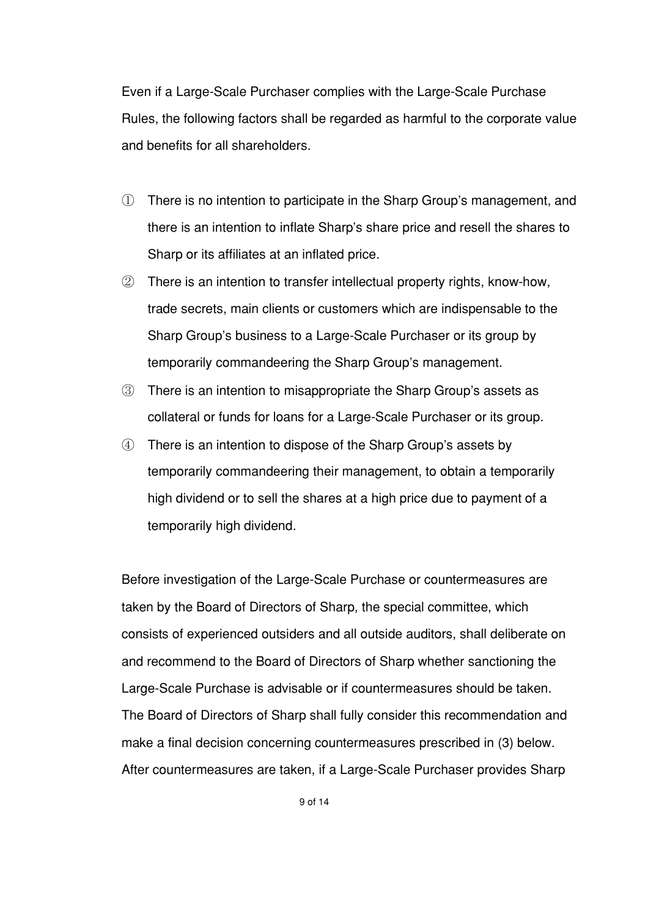Even if a Large-Scale Purchaser complies with the Large-Scale Purchase Rules, the following factors shall be regarded as harmful to the corporate value and benefits for all shareholders.

① There is no intention to participate in the Sharp Group's management, and there is an intention to inflate Sharp's share price and resell the shares to Sharp or its affiliates at an inflated price.

② There is an intention to transfer intellectual property rights, know-how, trade secrets, main clients or customers which are indispensable to the Sharp Group's business to a Large-Scale Purchaser or its group by temporarily commandeering the Sharp Group's management.

③ There is an intention to misappropriate the Sharp Group's assets as collateral or funds for loans for a Large-Scale Purchaser or its group.

④ There is an intention to dispose of the Sharp Group's assets by temporarily commandeering their management, to obtain a temporarily high dividend or to sell the shares at a high price due to payment of a temporarily high dividend.

Before investigation of the Large-Scale Purchase or countermeasures are taken by the Board of Directors of Sharp, the special committee, which consists of experienced outsiders and all outside auditors, shall deliberate on and recommend to the Board of Directors of Sharp whether sanctioning the Large-Scale Purchase is advisable or if countermeasures should be taken. The Board of Directors of Sharp shall fully consider this recommendation and make a final decision concerning countermeasures prescribed in (3) below. After countermeasures are taken, if a Large-Scale Purchaser provides Sharp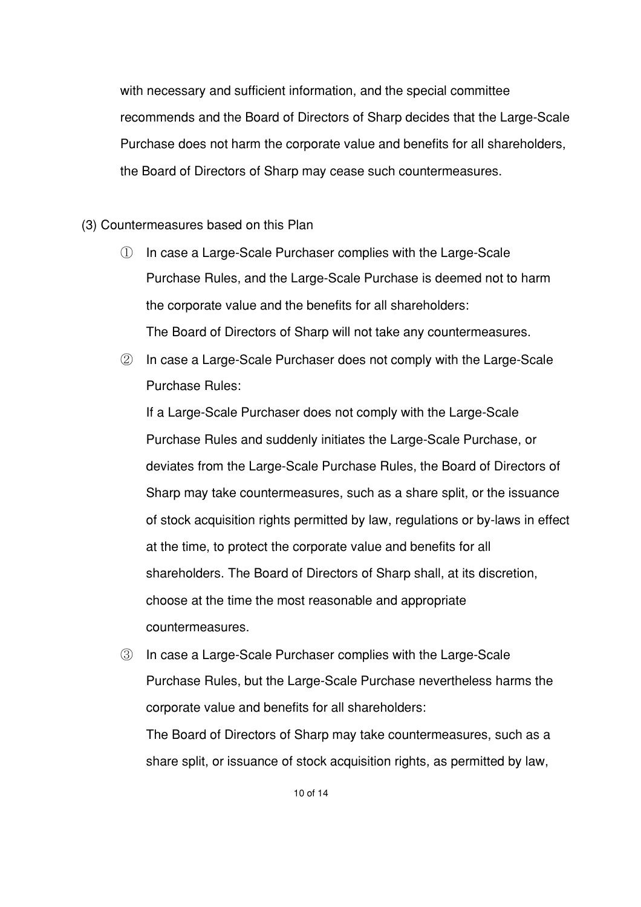with necessary and sufficient information, and the special committee recommends and the Board of Directors of Sharp decides that the Large-Scale Purchase does not harm the corporate value and benefits for all shareholders, the Board of Directors of Sharp may cease such countermeasures.

(3) Countermeasures based on this Plan

① In case a Large-Scale Purchaser complies with the Large-Scale Purchase Rules, and the Large-Scale Purchase is deemed not to harm the corporate value and the benefits for all shareholders:
The Board of Directors of Sharp will not take any countermeasures.

② In case a Large-Scale Purchaser does not comply with the Large-Scale Purchase Rules:
If a Large-Scale Purchaser does not comply with the Large-Scale Purchase Rules and suddenly initiates the Large-Scale Purchase, or deviates from the Large-Scale Purchase Rules, the Board of Directors of Sharp may take countermeasures, such as a share split, or the issuance of stock acquisition rights permitted by law, regulations or by-laws in effect at the time, to protect the corporate value and benefits for all shareholders. The Board of Directors of Sharp shall, at its discretion, choose at the time the most reasonable and appropriate countermeasures.

③ In case a Large-Scale Purchaser complies with the Large-Scale Purchase Rules, but the Large-Scale Purchase nevertheless harms the corporate value and benefits for all shareholders:
The Board of Directors of Sharp may take countermeasures, such as a share split, or issuance of stock acquisition rights, as permitted by law,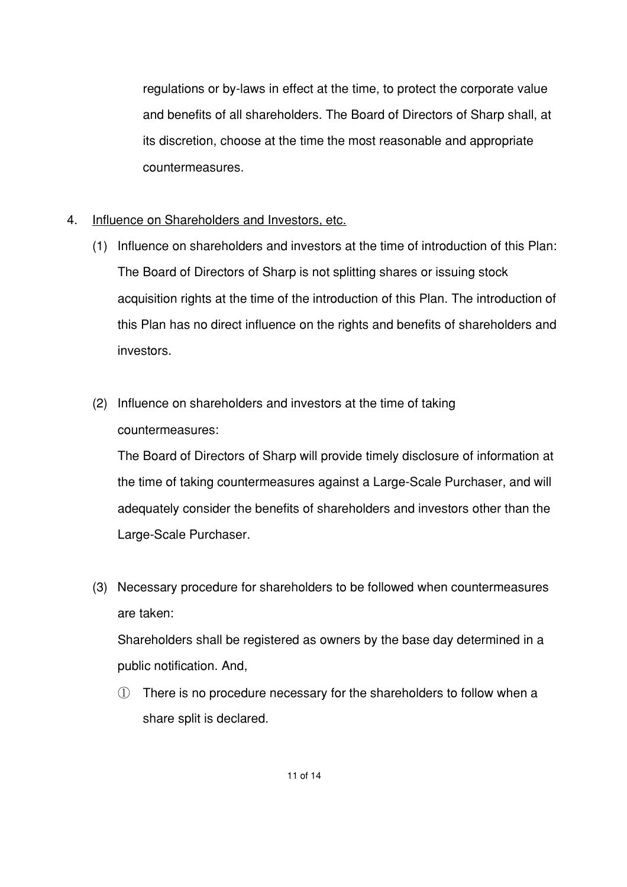regulations or by-laws in effect at the time, to protect the corporate value and benefits of all shareholders. The Board of Directors of Sharp shall, at its discretion, choose at the time the most reasonable and appropriate countermeasures.

4. <u>Influence on Shareholders and Investors, etc.</u>

   (1) Influence on shareholders and investors at the time of introduction of this Plan: The Board of Directors of Sharp is not splitting shares or issuing stock acquisition rights at the time of the introduction of this Plan. The introduction of this Plan has no direct influence on the rights and benefits of shareholders and investors.

   (2) Influence on shareholders and investors at the time of taking countermeasures:
   The Board of Directors of Sharp will provide timely disclosure of information at the time of taking countermeasures against a Large-Scale Purchaser, and will adequately consider the benefits of shareholders and investors other than the Large-Scale Purchaser.

   (3) Necessary procedure for shareholders to be followed when countermeasures are taken:
   Shareholders shall be registered as owners by the base day determined in a public notification. And,

      ① There is no procedure necessary for the shareholders to follow when a share split is declared.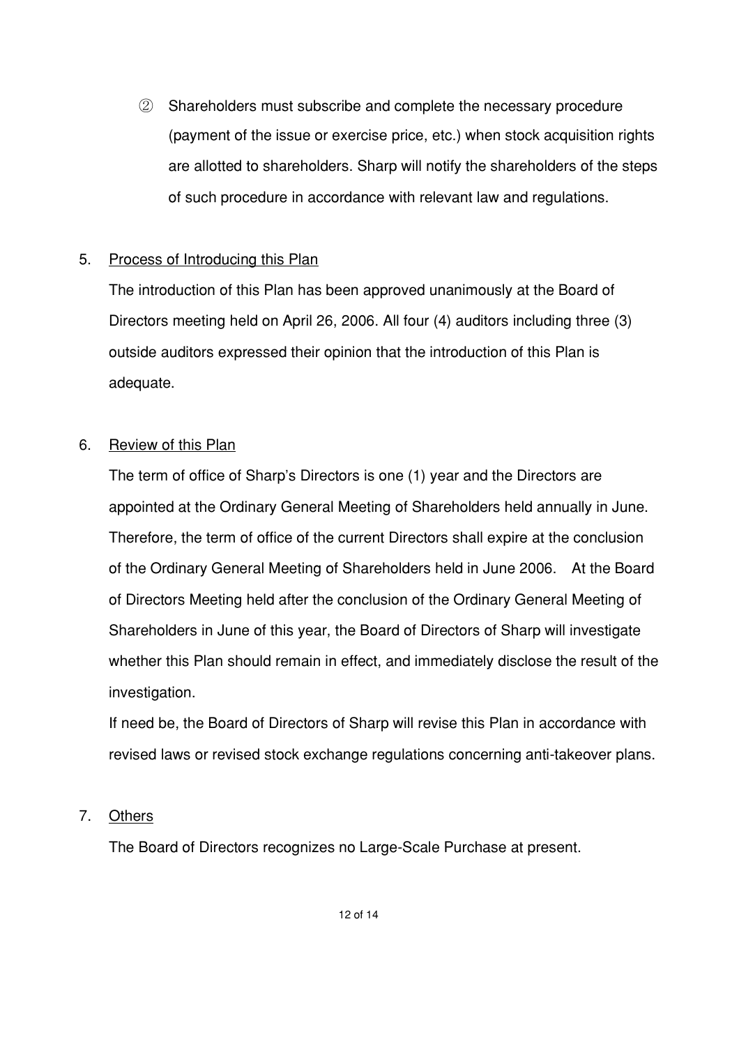② Shareholders must subscribe and complete the necessary procedure (payment of the issue or exercise price, etc.) when stock acquisition rights are allotted to shareholders. Sharp will notify the shareholders of the steps of such procedure in accordance with relevant law and regulations.

5. Process of Introducing this Plan

The introduction of this Plan has been approved unanimously at the Board of Directors meeting held on April 26, 2006. All four (4) auditors including three (3) outside auditors expressed their opinion that the introduction of this Plan is adequate.

6. Review of this Plan

The term of office of Sharp's Directors is one (1) year and the Directors are appointed at the Ordinary General Meeting of Shareholders held annually in June. Therefore, the term of office of the current Directors shall expire at the conclusion of the Ordinary General Meeting of Shareholders held in June 2006. At the Board of Directors Meeting held after the conclusion of the Ordinary General Meeting of Shareholders in June of this year, the Board of Directors of Sharp will investigate whether this Plan should remain in effect, and immediately disclose the result of the investigation.

If need be, the Board of Directors of Sharp will revise this Plan in accordance with revised laws or revised stock exchange regulations concerning anti-takeover plans.

7. Others

The Board of Directors recognizes no Large-Scale Purchase at present.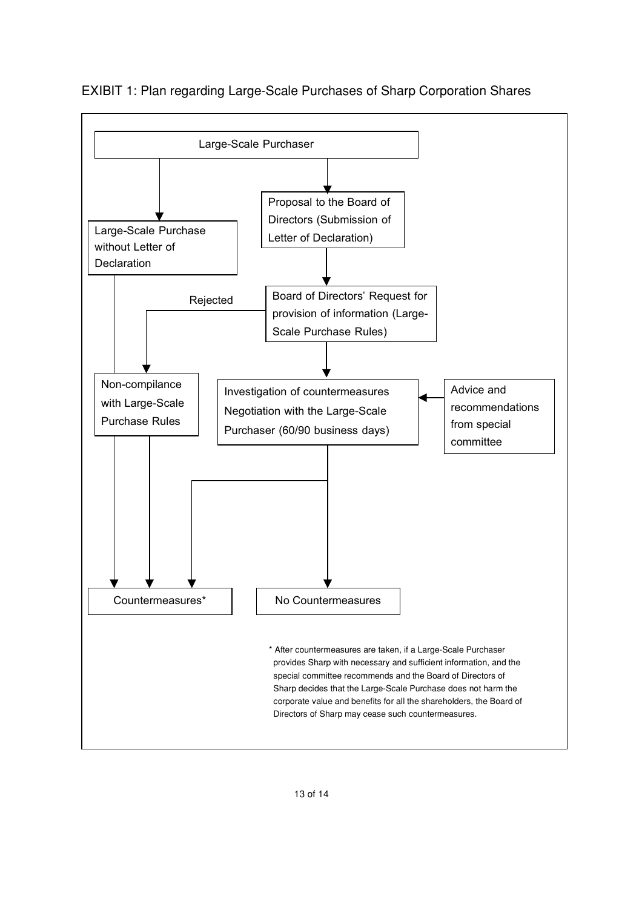EXIBIT 1: Plan regarding Large-Scale Purchases of Sharp Corporation Shares

Large-Scale Purchaser

Large-Scale Purchase without Letter of Declaration

Proposal to the Board of Directors (Submission of Letter of Declaration)

Board of Directors' Request for provision of information (Large-Scale Purchase Rules)

Rejected

Non-compilance with Large-Scale Purchase Rules

Investigation of countermeasures Negotiation with the Large-Scale Purchaser (60/90 business days)

Advice and recommendations from special committee

Countermeasures*

No Countermeasures

* After countermeasures are taken, if a Large-Scale Purchaser provides Sharp with necessary and sufficient information, and the special committee recommends and the Board of Directors of Sharp decides that the Large-Scale Purchase does not harm the corporate value and benefits for all the shareholders, the Board of Directors of Sharp may cease such countermeasures.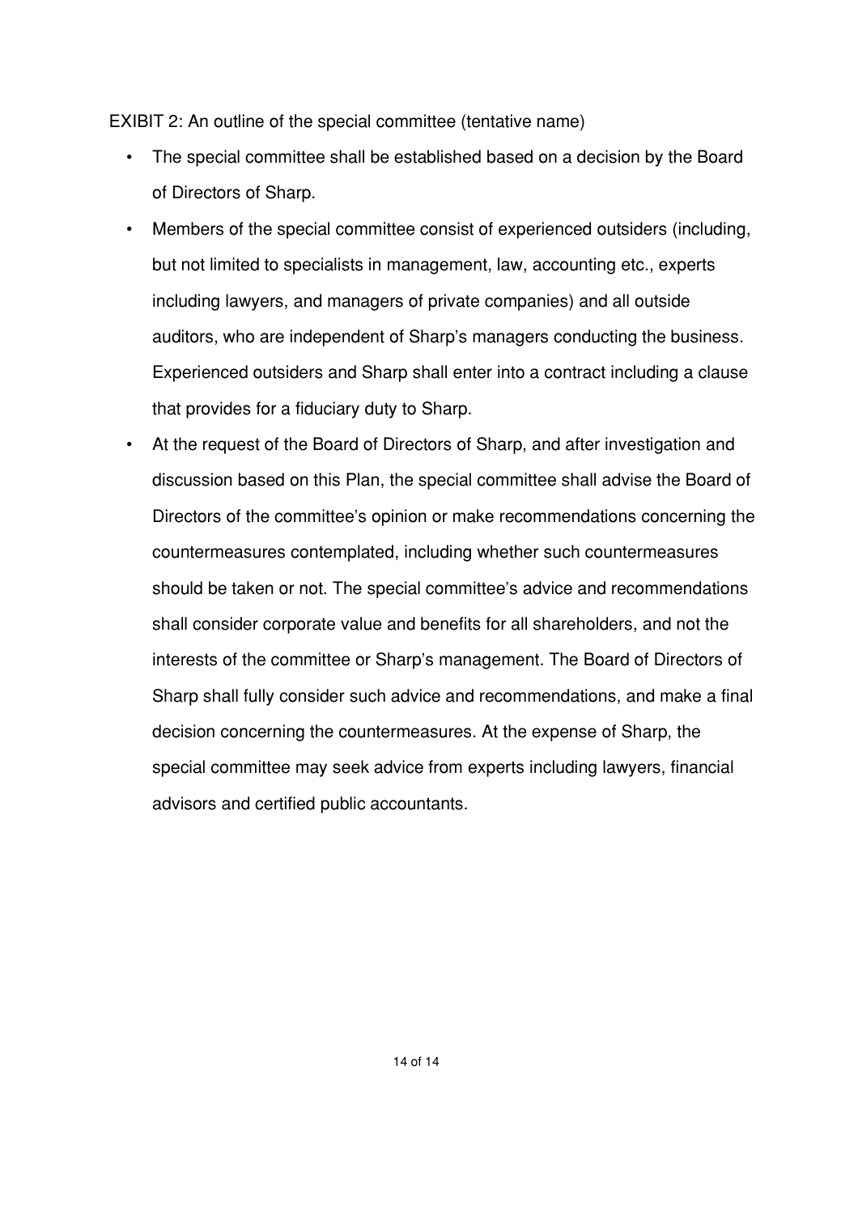EXIBIT 2: An outline of the special committee (tentative name)

- The special committee shall be established based on a decision by the Board of Directors of Sharp.
- Members of the special committee consist of experienced outsiders (including, but not limited to specialists in management, law, accounting etc., experts including lawyers, and managers of private companies) and all outside auditors, who are independent of Sharp's managers conducting the business. Experienced outsiders and Sharp shall enter into a contract including a clause that provides for a fiduciary duty to Sharp.
- At the request of the Board of Directors of Sharp, and after investigation and discussion based on this Plan, the special committee shall advise the Board of Directors of the committee's opinion or make recommendations concerning the countermeasures contemplated, including whether such countermeasures should be taken or not. The special committee's advice and recommendations shall consider corporate value and benefits for all shareholders, and not the interests of the committee or Sharp's management. The Board of Directors of Sharp shall fully consider such advice and recommendations, and make a final decision concerning the countermeasures. At the expense of Sharp, the special committee may seek advice from experts including lawyers, financial advisors and certified public accountants.